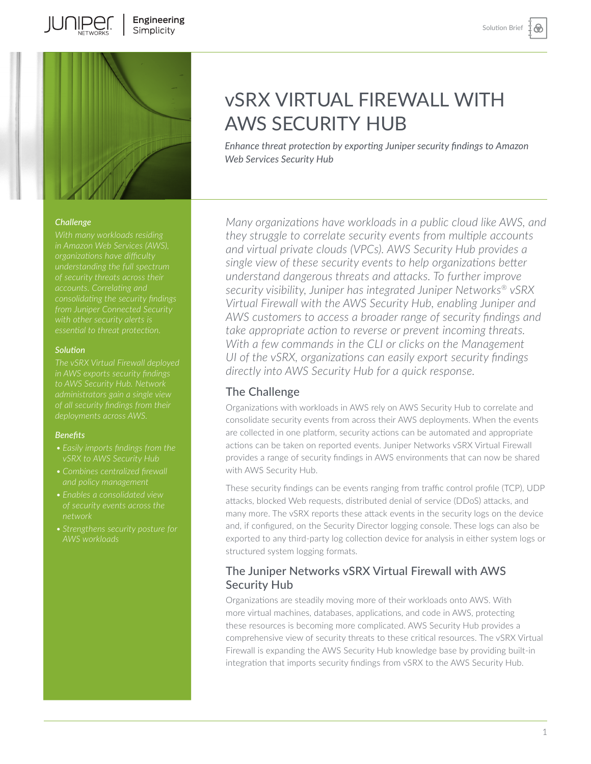# vSRX VIRTUAL FIREWALL WITH AWS SECURITY HUB

*Enhance threat protection by exporting Juniper security findings to Amazon Web Services Security Hub*

### Challenge

*With many workloads residing in Amazon Web Services (AWS), organizations have difficulty understanding the full spectrum of security threats across their accounts. Correlating and consolidating the security findings from Juniper Connected Security with other security alerts is essential to threat protection.*

### Solution

*The vSRX Virtual Firewall deployed in AWS exports security findings to AWS Security Hub. Network administrators gain a single view of all security findings from their deployments across AWS.*

### Benefits

- *Easily imports findings from the vSRX to AWS Security Hub*
- *Combines centralized firewall and policy management*
- *Enables a consolidated view of security events across the network*
- *Strengthens security posture for AWS workloads*

*Many organizations have workloads in a public cloud like AWS, and they struggle to correlate security events from multiple accounts and virtual private clouds (VPCs). AWS Security Hub provides a single view of these security events to help organizations better understand dangerous threats and attacks. To further improve security visibility, Juniper has integrated Juniper Networks® vSRX Virtual Firewall with the AWS Security Hub, enabling Juniper and AWS customers to access a broader range of security findings and take appropriate action to reverse or prevent incoming threats. With a few commands in the CLI or clicks on the Management UI of the vSRX, organizations can easily export security findings directly into AWS Security Hub for a quick response.*

## The Challenge

Organizations with workloads in AWS rely on AWS Security Hub to correlate and consolidate security events from across their AWS deployments. When the events are collected in one platform, security actions can be automated and appropriate actions can be taken on reported events. Juniper Networks vSRX Virtual Firewall provides a range of security findings in AWS environments that can now be shared with AWS Security Hub.

These security findings can be events ranging from traffic control profile (TCP), UDP attacks, blocked Web requests, distributed denial of service (DDoS) attacks, and many more. The vSRX reports these attack events in the security logs on the device and, if configured, on the Security Director logging console. These logs can also be exported to any third-party log collection device for analysis in either system logs or structured system logging formats.

## The Juniper Networks vSRX Virtual Firewall with AWS Security Hub

Organizations are steadily moving more of their workloads onto AWS. With more virtual machines, databases, applications, and code in AWS, protecting these resources is becoming more complicated. AWS Security Hub provides a comprehensive view of security threats to these critical resources. The vSRX Virtual Firewall is expanding the AWS Security Hub knowledge base by providing built-in integration that imports security findings from vSRX to the AWS Security Hub.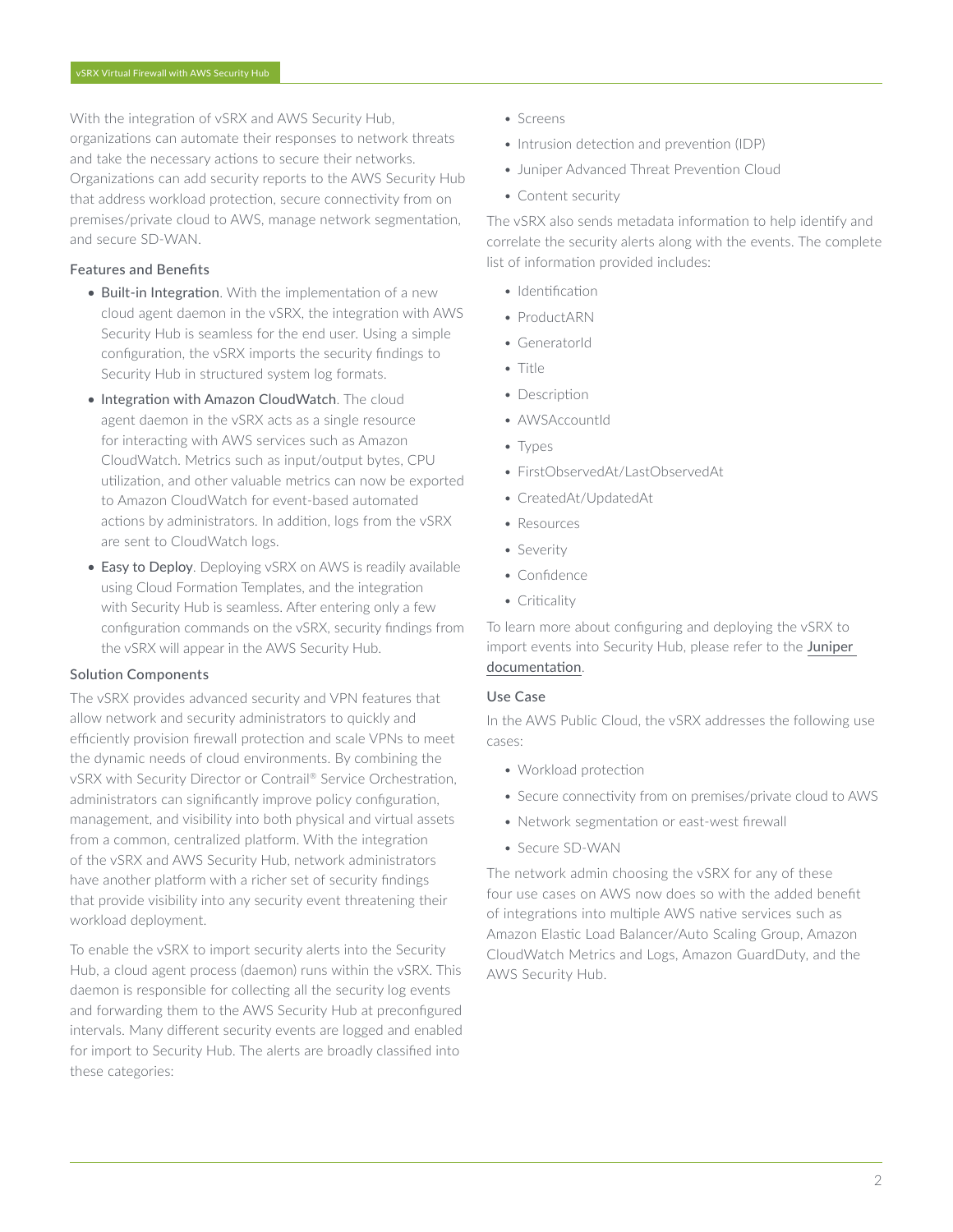With the integration of vSRX and AWS Security Hub, organizations can automate their responses to network threats and take the necessary actions to secure their networks. Organizations can add security reports to the AWS Security Hub that address workload protection, secure connectivity from on premises/private cloud to AWS, manage network segmentation, and secure SD-WAN.

### Features and Benefits

- **Built-in Integration**. With the implementation of a new cloud agent daemon in the vSRX, the integration with AWS Security Hub is seamless for the end user. Using a simple configuration, the vSRX imports the security findings to Security Hub in structured system log formats.
- **Integration with Amazon CloudWatch**. The cloud agent daemon in the vSRX acts as a single resource for interacting with AWS services such as Amazon CloudWatch. Metrics such as input/output bytes, CPU utilization, and other valuable metrics can now be exported to Amazon CloudWatch for event-based automated actions by administrators. In addition, logs from the vSRX are sent to CloudWatch logs.
- **Easy to Deploy**. Deploying vSRX on AWS is readily available using Cloud Formation Templates, and the integration with Security Hub is seamless. After entering only a few configuration commands on the vSRX, security findings from the vSRX will appear in the AWS Security Hub.

### Solution Components

The vSRX provides advanced security and VPN features that allow network and security administrators to quickly and efficiently provision firewall protection and scale VPNs to meet the dynamic needs of cloud environments. By combining the vSRX with Security Director or Contrail® Service Orchestration, administrators can significantly improve policy configuration, management, and visibility into both physical and virtual assets from a common, centralized platform. With the integration of the vSRX and AWS Security Hub, network administrators have another platform with a richer set of security findings that provide visibility into any security event threatening their workload deployment.

To enable the vSRX to import security alerts into the Security Hub, a cloud agent process (daemon) runs within the vSRX. This daemon is responsible for collecting all the security log events and forwarding them to the AWS Security Hub at preconfigured intervals. Many different security events are logged and enabled for import to Security Hub. The alerts are broadly classified into these categories:

- Screens
- Intrusion detection and prevention (IDP)
- Juniper Advanced Threat Prevention Cloud
- Content security

The vSRX also sends metadata information to help identify and correlate the security alerts along with the events. The complete list of information provided includes:

- Identification
- ProductARN
- GeneratorId
- Title
- Description
- AWSAccountId
- Types
- FirstObservedAt/LastObservedAt
- CreatedAt/UpdatedAt
- Resources
- Severity
- Confidence
- Criticality

To learn more about configuring and deploying the vSRX to import events into Security Hub, please refer to the Juniper documentation.

### Use Case

In the AWS Public Cloud, the vSRX addresses the following use cases:

- Workload protection
- Secure connectivity from on premises/private cloud to AWS
- Network segmentation or east-west firewall
- Secure SD-WAN

The network admin choosing the vSRX for any of these four use cases on AWS now does so with the added benefit of integrations into multiple AWS native services such as Amazon Elastic Load Balancer/Auto Scaling Group, Amazon CloudWatch Metrics and Logs, Amazon GuardDuty, and the AWS Security Hub.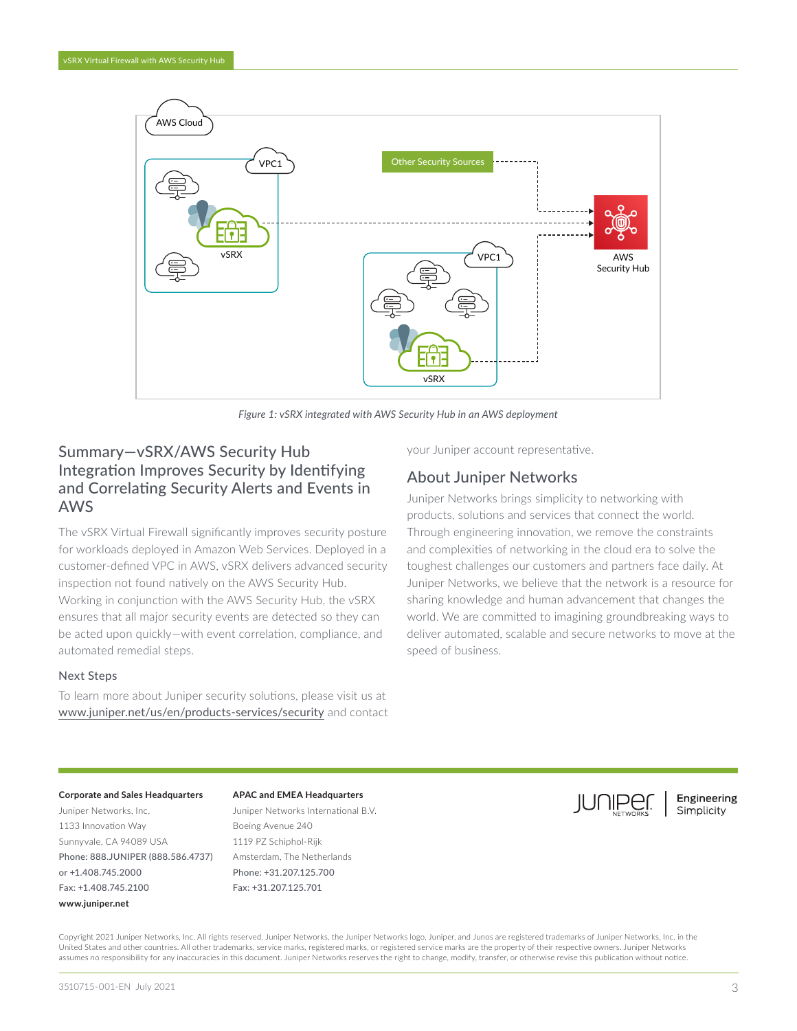AWS Cloud

VPC1

Other Security Sources

vSRX

VPC1

AWS Security Hub

vSRX

*Figure 1: vSRX integrated with AWS Security Hub in an AWS deployment*

## Summary—vSRX/AWS Security Hub Integration Improves Security by Identifying and Correlating Security Alerts and Events in AWS

The vSRX Virtual Firewall significantly improves security posture for workloads deployed in Amazon Web Services. Deployed in a customer-defined VPC in AWS, vSRX delivers advanced security inspection not found natively on the AWS Security Hub. Working in conjunction with the AWS Security Hub, the vSRX ensures that all major security events are detected so they can be acted upon quickly—with event correlation, compliance, and automated remedial steps.

### Next Steps

To learn more about Juniper security solutions, please visit us at www.juniper.net/us/en/products-services/security and contact your Juniper account representative.

## About Juniper Networks

Juniper Networks brings simplicity to networking with products, solutions and services that connect the world. Through engineering innovation, we remove the constraints and complexities of networking in the cloud era to solve the toughest challenges our customers and partners face daily. At Juniper Networks, we believe that the network is a resource for sharing knowledge and human advancement that changes the world. We are committed to imagining groundbreaking ways to deliver automated, scalable and secure networks to move at the speed of business.

**Corporate and Sales Headquarters**
Juniper Networks, Inc.
1133 Innovation Way
Sunnyvale, CA 94089 USA
Phone: 888.JUNIPER (888.586.4737)
or +1.408.745.2000
Fax: +1.408.745.2100
**www.juniper.net**

**APAC and EMEA Headquarters**
Juniper Networks International B.V.
Boeing Avenue 240
1119 PZ Schiphol-Rijk
Amsterdam, The Netherlands
Phone: +31.207.125.700
Fax: +31.207.125.701

Engineering Simplicity

Copyright 2021 Juniper Networks, Inc. All rights reserved. Juniper Networks, the Juniper Networks logo, Juniper, and Junos are registered trademarks of Juniper Networks, Inc. in the United States and other countries. All other trademarks, service marks, registered marks, or registered service marks are the property of their respective owners. Juniper Networks assumes no responsibility for any inaccuracies in this document. Juniper Networks reserves the right to change, modify, transfer, or otherwise revise this publication without notice.

3510715-001-EN July 2021